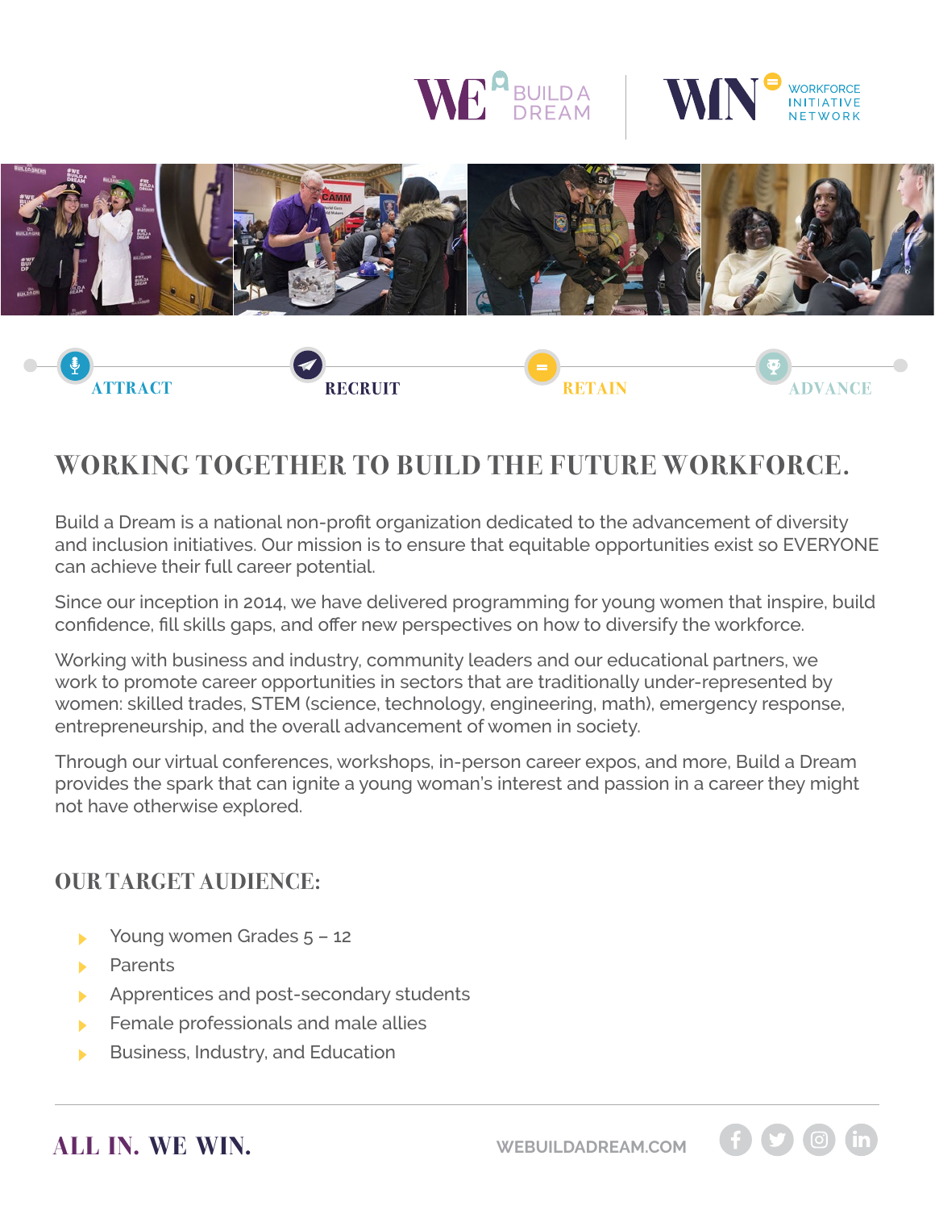WE BUILD A DREAM | WIN WORKFORCE INITIATIVE NETWORK

ATTRACT RECRUIT RETAIN ADVANCE

# WORKING TOGETHER TO BUILD THE FUTURE WORKFORCE.

Build a Dream is a national non-profit organization dedicated to the advancement of diversity and inclusion initiatives. Our mission is to ensure that equitable opportunities exist so EVERYONE can achieve their full career potential.

Since our inception in 2014, we have delivered programming for young women that inspire, build confidence, fill skills gaps, and offer new perspectives on how to diversify the workforce.

Working with business and industry, community leaders and our educational partners, we work to promote career opportunities in sectors that are traditionally under-represented by women: skilled trades, STEM (science, technology, engineering, math), emergency response, entrepreneurship, and the overall advancement of women in society.

Through our virtual conferences, workshops, in-person career expos, and more, Build a Dream provides the spark that can ignite a young woman's interest and passion in a career they might not have otherwise explored.

## OUR TARGET AUDIENCE:

- Young women Grades 5 – 12
- Parents
- Apprentices and post-secondary students
- Female professionals and male allies
- Business, Industry, and Education

**ALL IN. WE WIN.**

WEBUILDADREAM.COM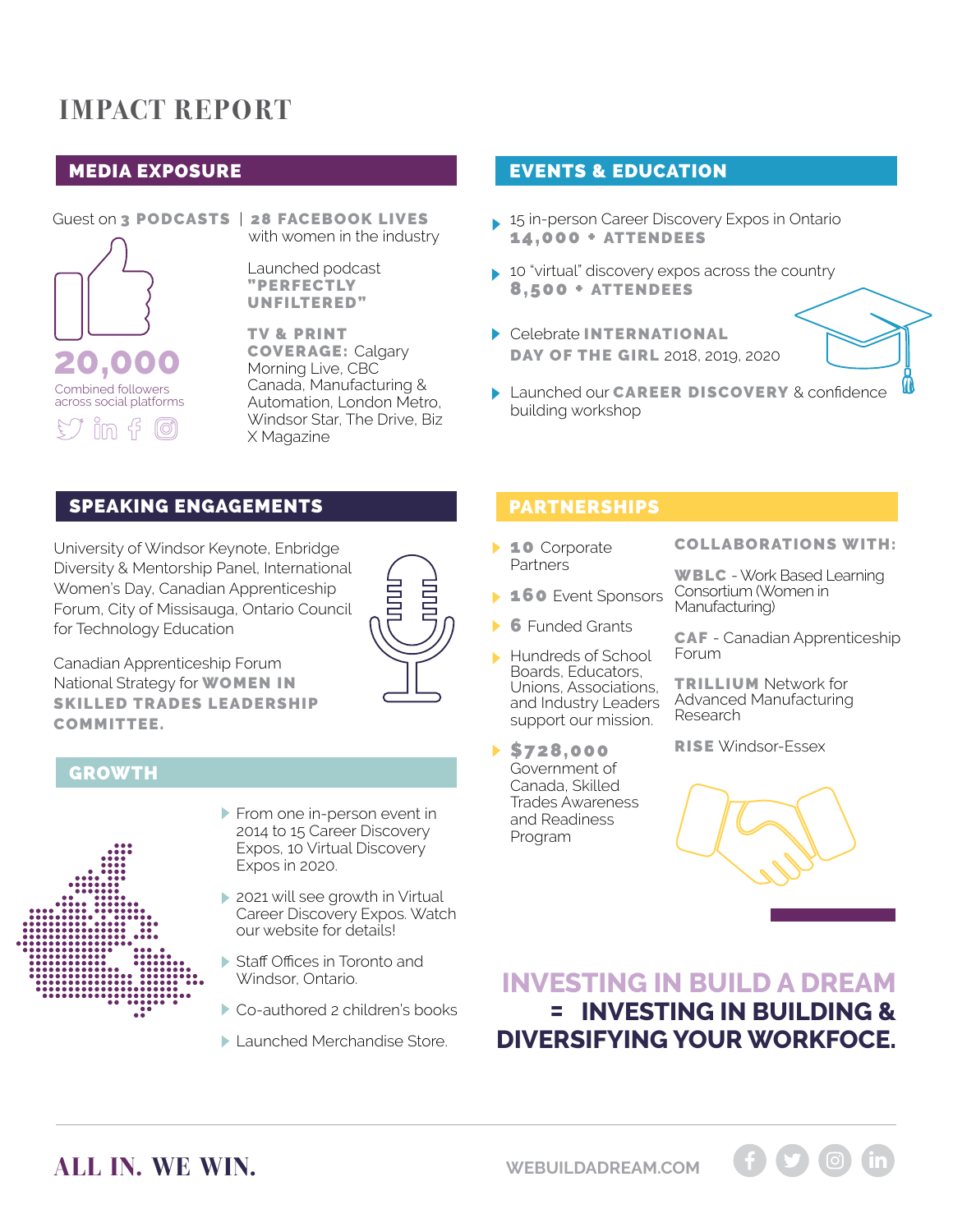# IMPACT REPORT

## MEDIA EXPOSURE

Guest on **3 PODCASTS** | **28 FACEBOOK LIVES** with women in the industry

**20,000**

Combined followers across social platforms

Launched podcast **"PERFECTLY UNFILTERED"**

**TV & PRINT COVERAGE:** Calgary Morning Live, CBC Canada, Manufacturing & Automation, London Metro, Windsor Star, The Drive, Biz X Magazine

## EVENTS & EDUCATION

- 15 in-person Career Discovery Expos in Ontario **14,000 + ATTENDEES**
- 10 "virtual" discovery expos across the country **8,500 + ATTENDEES**
- Celebrate **INTERNATIONAL DAY OF THE GIRL** 2018, 2019, 2020
- Launched our **CAREER DISCOVERY** & confidence building workshop

## SPEAKING ENGAGEMENTS

University of Windsor Keynote, Enbridge Diversity & Mentorship Panel, International Women's Day, Canadian Apprenticeship Forum, City of Missisauga, Ontario Council for Technology Education

Canadian Apprenticeship Forum National Strategy for **WOMEN IN SKILLED TRADES LEADERSHIP COMMITTEE.**

## GROWTH

- From one in-person event in 2014 to 15 Career Discovery Expos, 10 Virtual Discovery Expos in 2020.
- 2021 will see growth in Virtual Career Discovery Expos. Watch our website for details!
- Staff Offices in Toronto and Windsor, Ontario.
- Co-authored 2 children's books
- Launched Merchandise Store.

## PARTNERSHIPS

- **10** Corporate Partners
- **160** Event Sponsors
- **6** Funded Grants
- Hundreds of School Boards, Educators, Unions, Associations, and Industry Leaders support our mission.
- **$728,000** Government of Canada, Skilled Trades Awareness and Readiness Program

**COLLABORATIONS WITH:**

**WBLC** - Work Based Learning Consortium (Women in Manufacturing)

**CAF** - Canadian Apprenticeship Forum

**TRILLIUM** Network for Advanced Manufacturing Research

**RISE** Windsor-Essex

**INVESTING IN BUILD A DREAM = INVESTING IN BUILDING & DIVERSIFYING YOUR WORKFOCE.**

ALL IN. WE WIN.

WEBUILDADREAM.COM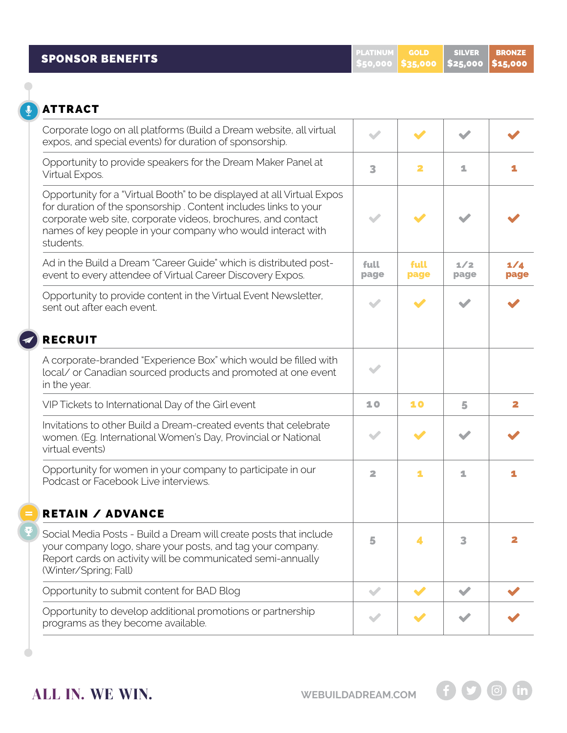| SPONSOR BENEFITS | PLATINUM $50,000 | GOLD $35,000 | SILVER $25,000 | BRONZE $15,000 |
|---|---|---|---|---|
| **ATTRACT** | | | | |
| Corporate logo on all platforms (Build a Dream website, all virtual expos, and special events) for duration of sponsorship. | ✔ | ✔ | ✔ | ✔ |
| Opportunity to provide speakers for the Dream Maker Panel at Virtual Expos. | 3 | 2 | 1 | 1 |
| Opportunity for a "Virtual Booth" to be displayed at all Virtual Expos for duration of the sponsorship . Content includes links to your corporate web site, corporate videos, brochures, and contact names of key people in your company who would interact with students. | ✔ | ✔ | ✔ | ✔ |
| Ad in the Build a Dream "Career Guide" which is distributed post-event to every attendee of Virtual Career Discovery Expos. | full page | full page | 1/2 page | 1/4 page |
| Opportunity to provide content in the Virtual Event Newsletter, sent out after each event. | ✔ | ✔ | ✔ | ✔ |
| **RECRUIT** | | | | |
| A corporate-branded "Experience Box" which would be filled with local/ or Canadian sourced products and promoted at one event in the year. | ✔ | | | |
| VIP Tickets to International Day of the Girl event | 10 | 10 | 5 | 2 |
| Invitations to other Build a Dream-created events that celebrate women. (Eg. International Women's Day, Provincial or National virtual events) | ✔ | ✔ | ✔ | ✔ |
| Opportunity for women in your company to participate in our Podcast or Facebook Live interviews. | 2 | 1 | 1 | 1 |
| **RETAIN / ADVANCE** | | | | |
| Social Media Posts - Build a Dream will create posts that include your company logo, share your posts, and tag your company. Report cards on activity will be communicated semi-annually (Winter/Spring; Fall) | 5 | 4 | 3 | 2 |
| Opportunity to submit content for BAD Blog | ✔ | ✔ | ✔ | ✔ |
| Opportunity to develop additional promotions or partnership programs as they become available. | ✔ | ✔ | ✔ | ✔ |

ALL IN. WE WIN.

WEBUILDADREAM.COM